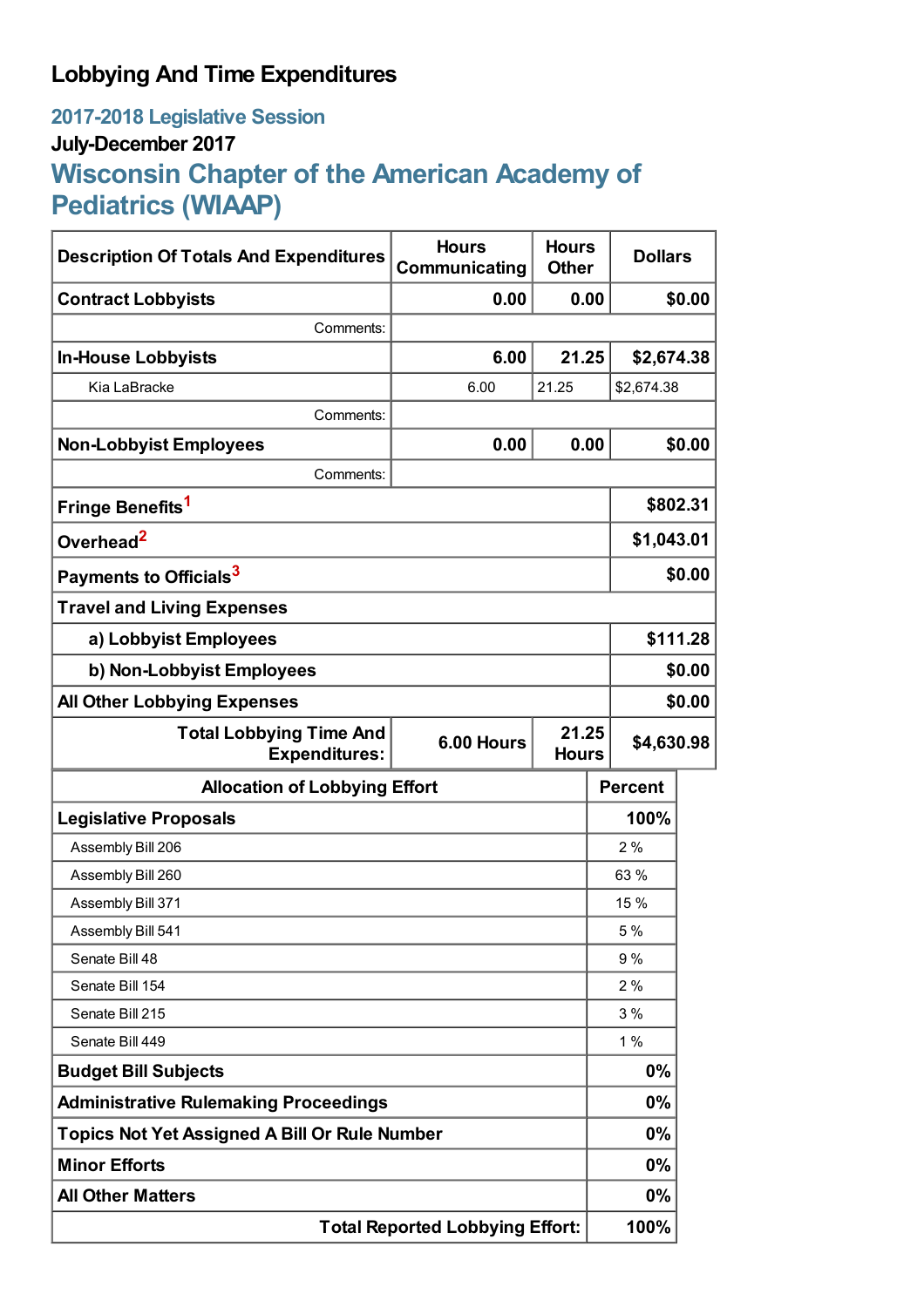# Lobbying And Time Expenditures

## 2017-2018 Legislative Session

### July-December 2017

## Wisconsin Chapter of the American Academy of Pediatrics (WIAAP)

| Description Of Totals And Expenditures | Hours Communicating | Hours Other | Dollars |
|---|---|---|---|
| **Contract Lobbyists** | **0.00** | **0.00** | **$0.00** |
| Comments: | | | |
| **In-House Lobbyists** | **6.00** | **21.25** | **$2,674.38** |
| Kia LaBracke | 6.00 | 21.25 | $2,674.38 |
| Comments: | | | |
| **Non-Lobbyist Employees** | **0.00** | **0.00** | **$0.00** |
| Comments: | | | |
| **Fringe Benefits**[1] | | | **$802.31** |
| **Overhead**[2] | | | **$1,043.01** |
| **Payments to Officials**[3] | | | **$0.00** |
| **Travel and Living Expenses** | | | |
| **a) Lobbyist Employees** | | | **$111.28** |
| **b) Non-Lobbyist Employees** | | | **$0.00** |
| **All Other Lobbying Expenses** | | | **$0.00** |
| **Total Lobbying Time And Expenditures:** | **6.00 Hours** | **21.25 Hours** | **$4,630.98** |

| Allocation of Lobbying Effort | Percent |
|---|---|
| **Legislative Proposals** | **100%** |
| Assembly Bill 206 | 2 % |
| Assembly Bill 260 | 63 % |
| Assembly Bill 371 | 15 % |
| Assembly Bill 541 | 5 % |
| Senate Bill 48 | 9 % |
| Senate Bill 154 | 2 % |
| Senate Bill 215 | 3 % |
| Senate Bill 449 | 1 % |
| **Budget Bill Subjects** | **0%** |
| **Administrative Rulemaking Proceedings** | **0%** |
| **Topics Not Yet Assigned A Bill Or Rule Number** | **0%** |
| **Minor Efforts** | **0%** |
| **All Other Matters** | **0%** |
| **Total Reported Lobbying Effort:** | **100%** |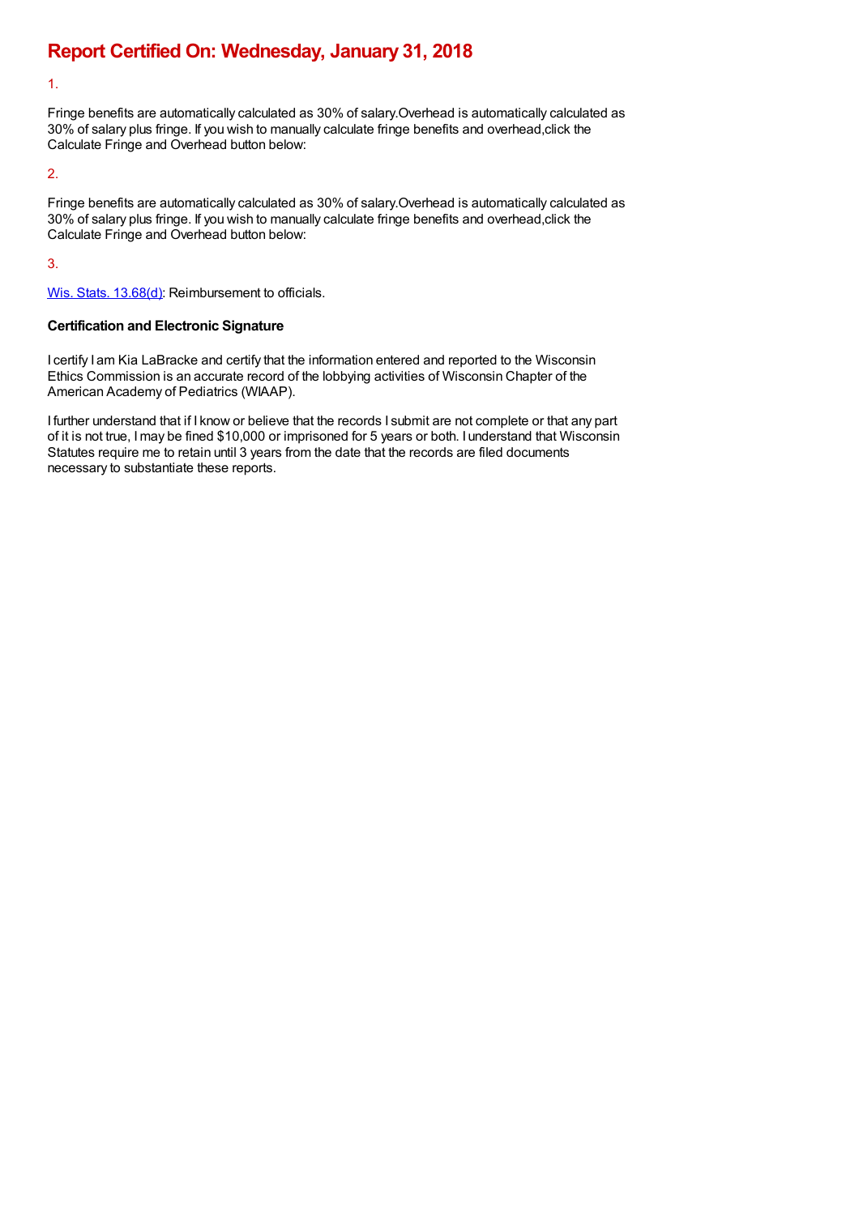## Report Certified On: Wednesday, January 31, 2018

1.

Fringe benefits are automatically calculated as 30% of salary.Overhead is automatically calculated as 30% of salary plus fringe. If you wish to manually calculate fringe benefits and overhead,click the Calculate Fringe and Overhead button below:

2.

Fringe benefits are automatically calculated as 30% of salary.Overhead is automatically calculated as 30% of salary plus fringe. If you wish to manually calculate fringe benefits and overhead,click the Calculate Fringe and Overhead button below:

3.

Wis. Stats. 13.68(d): Reimbursement to officials.

**Certification and Electronic Signature**

I certify I am Kia LaBracke and certify that the information entered and reported to the Wisconsin Ethics Commission is an accurate record of the lobbying activities of Wisconsin Chapter of the American Academy of Pediatrics (WIAAP).

I further understand that if I know or believe that the records I submit are not complete or that any part of it is not true, I may be fined $10,000 or imprisoned for 5 years or both. I understand that Wisconsin Statutes require me to retain until 3 years from the date that the records are filed documents necessary to substantiate these reports.